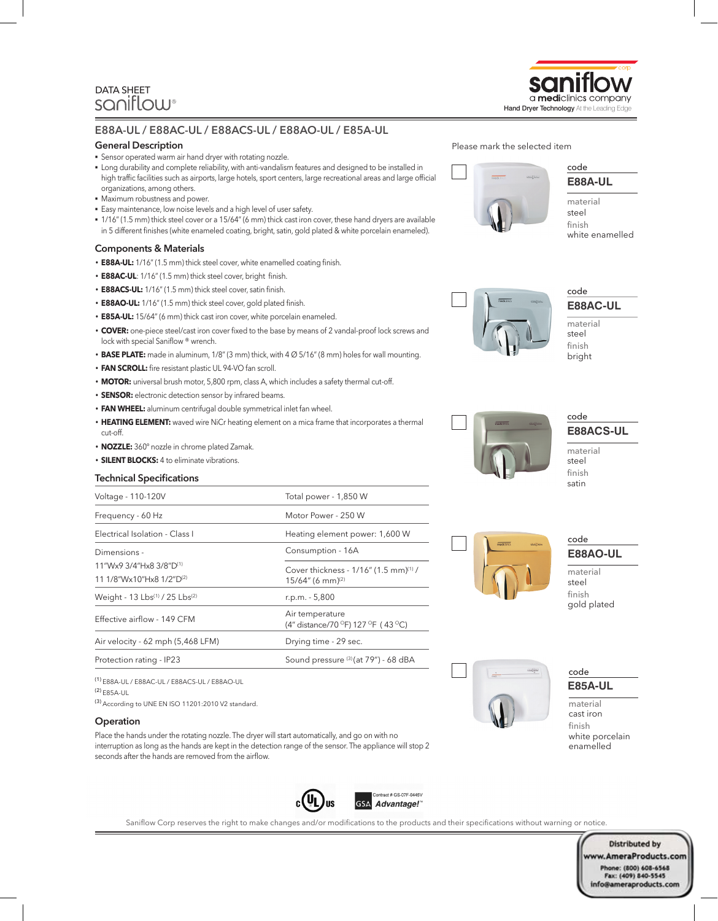DATA SHEET saniflow®

saniflow a mediclinics company
Hand Dryer Technology At the Leading Edge

# E88A-UL / E88AC-UL / E88ACS-UL / E88AO-UL / E85A-UL

## General Description

- Sensor operated warm air hand dryer with rotating nozzle.
- Long durability and complete reliability, with anti-vandalism features and designed to be installed in high traffic facilities such as airports, large hotels, sport centers, large recreational areas and large official organizations, among others.
- Maximum robustness and power.
- Easy maintenance, low noise levels and a high level of user safety.
- 1/16" (1.5 mm) thick steel cover or a 15/64" (6 mm) thick cast iron cover, these hand dryers are available in 5 different finishes (white enameled coating, bright, satin, gold plated & white porcelain enameled).

## Components & Materials

- **E88A-UL:** 1/16" (1.5 mm) thick steel cover, white enamelled coating finish.
- **E88AC-UL**: 1/16" (1.5 mm) thick steel cover, bright finish.
- **E88ACS-UL:** 1/16" (1.5 mm) thick steel cover, satin finish.
- **E88AO-UL:** 1/16" (1.5 mm) thick steel cover, gold plated finish.
- **E85A-UL:** 15/64" (6 mm) thick cast iron cover, white porcelain enameled.
- **COVER:** one-piece steel/cast iron cover fixed to the base by means of 2 vandal-proof lock screws and lock with special Saniflow ® wrench.
- **BASE PLATE:** made in aluminum, 1/8" (3 mm) thick, with 4 Ø 5/16" (8 mm) holes for wall mounting.
- **FAN SCROLL:** fire resistant plastic UL 94-VO fan scroll.
- **MOTOR:** universal brush motor, 5,800 rpm, class A, which includes a safety thermal cut-off.
- **SENSOR:** electronic detection sensor by infrared beams.
- **FAN WHEEL:** aluminum centrifugal double symmetrical inlet fan wheel.
- **HEATING ELEMENT:** waved wire NiCr heating element on a mica frame that incorporates a thermal cut-off.
- **NOZZLE:** 360º nozzle in chrome plated Zamak.
- **SILENT BLOCKS:** 4 to eliminate vibrations.

## Technical Specifications

| | |
|---|---|
| Voltage - 110-120V | Total power - 1,850 W |
| Frequency - 60 Hz | Motor Power - 250 W |
| Electrical Isolation - Class I | Heating element power: 1,600 W |
| Dimensions - 11"Wx9 3/4"Hx8 3/8"D[1] 11 1/8"Wx10"Hx8 1/2"D[2] | Consumption - 16A |
| | Cover thickness - 1/16" (1.5 mm)[1] / 15/64" (6 mm)[2] |
| Weight - 13 Lbs[1] / 25 Lbs[2] | r.p.m. - 5,800 |
| Effective airflow - 149 CFM | Air temperature (4" distance/70 ºF) 127 ºF ( 43 ºC) |
| Air velocity - 62 mph (5,468 LFM) | Drying time - 29 sec. |
| Protection rating - IP23 | Sound pressure [3](at 79") - 68 dBA |

[1] E88A-UL / E88AC-UL / E88ACS-UL / E88AO-UL
[2] E85A-UL
[3] According to UNE EN ISO 11201:2010 V2 standard.

## Operation

Place the hands under the rotating nozzle. The dryer will start automatically, and go on with no interruption as long as the hands are kept in the detection range of the sensor. The appliance will stop 2 seconds after the hands are removed from the airflow.

Please mark the selected item

| code | material | finish |
|---|---|---|
| ☐ E88A-UL | steel | white enamelled |
| ☐ E88AC-UL | steel | bright |
| ☐ E88ACS-UL | steel | satin |
| ☐ E88AO-UL | steel | gold plated |
| ☐ E85A-UL | cast iron | white porcelain enamelled |

c UL us — GSA Advantage! Contract # GS-07F-0446V

Saniflow Corp reserves the right to make changes and/or modifications to the products and their specifications without warning or notice.

Distributed by
www.AmeraProducts.com
Phone: (800) 608-6568
Fax: (409) 840-5545
info@ameraproducts.com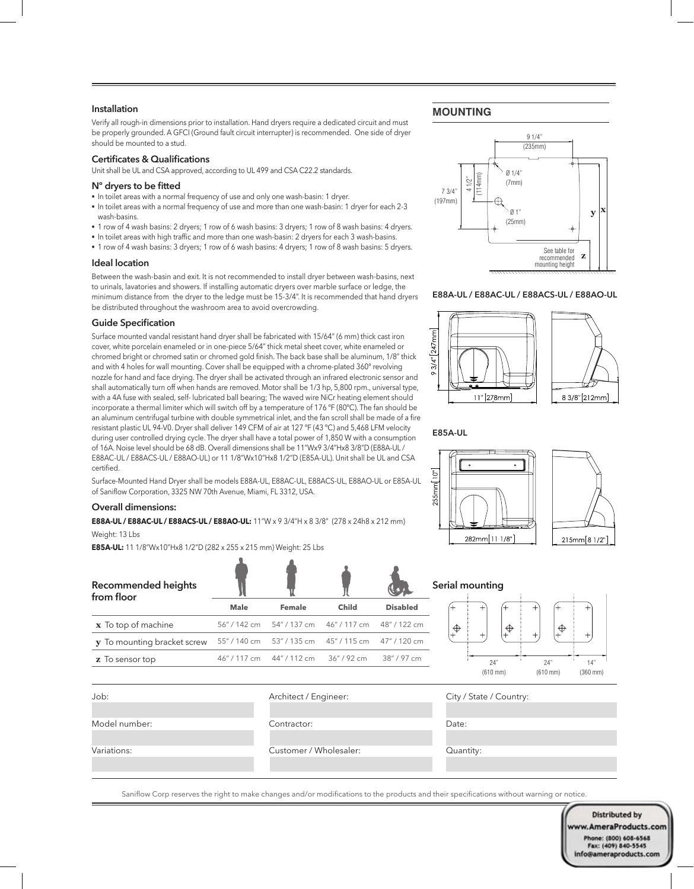## Installation

Verify all rough-in dimensions prior to installation. Hand dryers require a dedicated circuit and must be properly grounded. A GFCI (Ground fault circuit interrupter) is recommended. One side of dryer should be mounted to a stud.

## Certificates & Qualifications

Unit shall be UL and CSA approved, according to UL 499 and CSA C22.2 standards.

## N° dryers to be fitted

- In toilet areas with a normal frequency of use and only one wash-basin: 1 dryer.
- In toilet areas with a normal frequency of use and more than one wash-basin: 1 dryer for each 2-3 wash-basins.
- 1 row of 4 wash basins: 2 dryers; 1 row of 6 wash basins: 3 dryers; 1 row of 8 wash basins: 4 dryers.
- In toilet areas with high traffic and more than one wash-basin: 2 dryers for each 3 wash-basins.
- 1 row of 4 wash basins: 3 dryers; 1 row of 6 wash basins: 4 dryers; 1 row of 8 wash basins: 5 dryers.

## Ideal location

Between the wash-basin and exit. It is not recommended to install dryer between wash-basins, next to urinals, lavatories and showers. If installing automatic dryers over marble surface or ledge, the minimum distance from the dryer to the ledge must be 15-3/4". It is recommended that hand dryers be distributed throughout the washroom area to avoid overcrowding.

## Guide Specification

Surface mounted vandal resistant hand dryer shall be fabricated with 15/64" (6 mm) thick cast iron cover, white porcelain enameled or in one-piece 5/64" thick metal sheet cover, white enameled or chromed bright or chromed satin or chromed gold finish. The back base shall be aluminum, 1/8" thick and with 4 holes for wall mounting. Cover shall be equipped with a chrome-plated 360° revolving nozzle for hand and face drying. The dryer shall be activated through an infrared electronic sensor and shall automatically turn off when hands are removed. Motor shall be 1/3 hp, 5,800 rpm., universal type, with a 4A fuse with sealed, self- lubricated ball bearing; The waved wire NiCr heating element should incorporate a thermal limiter which will switch off by a temperature of 176 °F (80°C). The fan should be an aluminum centrifugal turbine with double symmetrical inlet, and the fan scroll shall be made of a fire resistant plastic UL 94-V0. Dryer shall deliver 149 CFM of air at 127 °F (43 °C) and 5,468 LFM velocity during user controlled drying cycle. The dryer shall have a total power of 1,850 W with a consumption of 16A. Noise level should be 68 dB. Overall dimensions shall be 11"Wx9 3/4"Hx8 3/8"D (E88A-UL / E88AC-UL / E88ACS-UL / E88AO-UL) or 11 1/8"Wx10"Hx8 1/2"D (E85A-UL). Unit shall be UL and CSA certified.

Surface-Mounted Hand Dryer shall be models E88A-UL, E88AC-UL, E88ACS-UL, E88AO-UL or E85A-UL of Saniflow Corporation, 3325 NW 70th Avenue, Miami, FL 3312, USA.

## Overall dimensions:

**E88A-UL / E88AC-UL / E88ACS-UL / E88AO-UL:** 11"W x 9 3/4"H x 8 3/8" (278 x 24h8 x 212 mm)

Weight: 13 Lbs

**E85A-UL:** 11 1/8"Wx10"Hx8 1/2"D (282 x 255 x 215 mm) Weight: 25 Lbs

## MOUNTING

9 1/4" (235mm)
7 3/4" (197mm)
4 1/2" (114mm)
Ø 1/4" (7mm)
Ø 1" (25mm)
y x
See table for recommended mounting height z

**E88A-UL / E88AC-UL / E88ACS-UL / E88AO-UL**

9 3/4" [247mm]
11" [278mm]
8 3/8" [212mm]

**E85A-UL**

255mm [10"]
282mm [11 1/8"]
215mm [8 1/2"]

## Recommended heights from floor

| | Male | Female | Child | Disabled |
|---|---|---|---|---|
| **x** To top of machine | 56" / 142 cm | 54" / 137 cm | 46" / 117 cm | 48" / 122 cm |
| **y** To mounting bracket screw | 55" / 140 cm | 53" / 135 cm | 45" / 115 cm | 47" / 120 cm |
| **z** To sensor top | 46" / 117 cm | 44" / 112 cm | 36" / 92 cm | 38" / 97 cm |

## Serial mounting

24" (610 mm)
24" (610 mm)
14" (360 mm)

| | | |
|---|---|---|
| Job: | Architect / Engineer: | City / State / Country: |
| Model number: | Contractor: | Date: |
| Variations: | Customer / Wholesaler: | Quantity: |

Saniflow Corp reserves the right to make changes and/or modifications to the products and their specifications without warning or notice.

Distributed by
www.AmeraProducts.com
Phone: (800) 608-6568
Fax: (409) 840-5545
info@ameraproducts.com